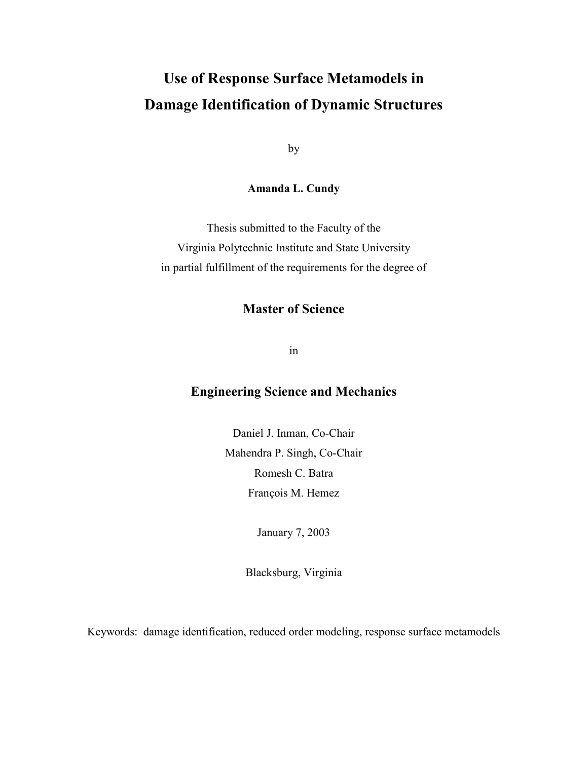# Use of Response Surface Metamodels in Damage Identification of Dynamic Structures

by

**Amanda L. Cundy**

Thesis submitted to the Faculty of the
Virginia Polytechnic Institute and State University
in partial fulfillment of the requirements for the degree of

## Master of Science

in

## Engineering Science and Mechanics

Daniel J. Inman, Co-Chair
Mahendra P. Singh, Co-Chair
Romesh C. Batra
François M. Hemez

January 7, 2003

Blacksburg, Virginia

Keywords: damage identification, reduced order modeling, response surface metamodels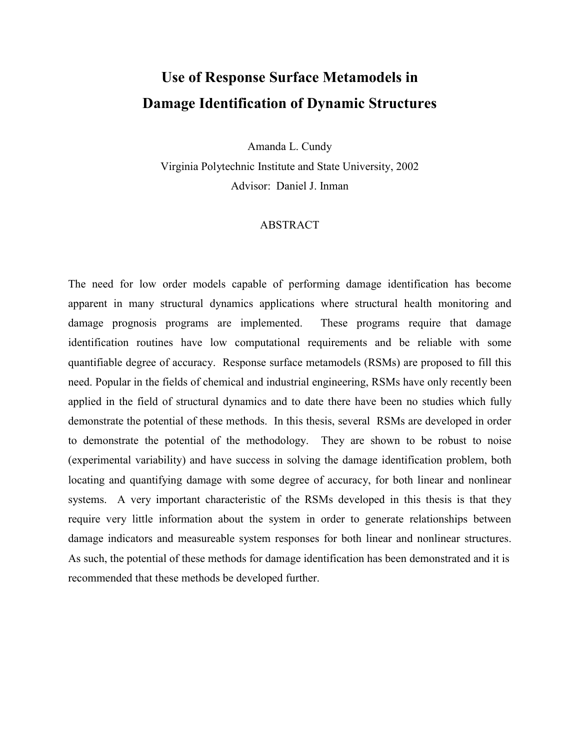# Use of Response Surface Metamodels in Damage Identification of Dynamic Structures

Amanda L. Cundy

Virginia Polytechnic Institute and State University, 2002

Advisor: Daniel J. Inman

ABSTRACT

The need for low order models capable of performing damage identification has become apparent in many structural dynamics applications where structural health monitoring and damage prognosis programs are implemented. These programs require that damage identification routines have low computational requirements and be reliable with some quantifiable degree of accuracy. Response surface metamodels (RSMs) are proposed to fill this need. Popular in the fields of chemical and industrial engineering, RSMs have only recently been applied in the field of structural dynamics and to date there have been no studies which fully demonstrate the potential of these methods. In this thesis, several RSMs are developed in order to demonstrate the potential of the methodology. They are shown to be robust to noise (experimental variability) and have success in solving the damage identification problem, both locating and quantifying damage with some degree of accuracy, for both linear and nonlinear systems. A very important characteristic of the RSMs developed in this thesis is that they require very little information about the system in order to generate relationships between damage indicators and measureable system responses for both linear and nonlinear structures. As such, the potential of these methods for damage identification has been demonstrated and it is recommended that these methods be developed further.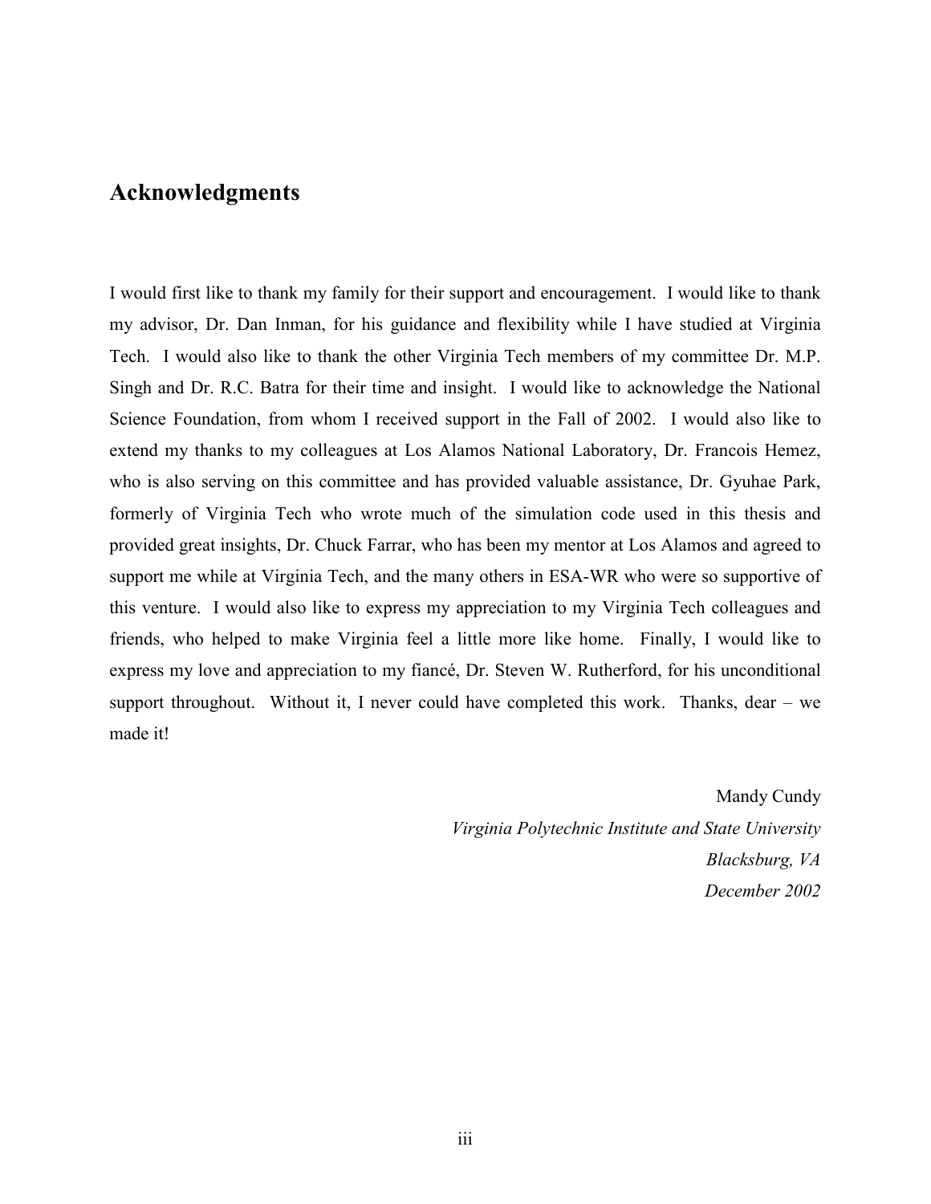## Acknowledgments

I would first like to thank my family for their support and encouragement. I would like to thank my advisor, Dr. Dan Inman, for his guidance and flexibility while I have studied at Virginia Tech. I would also like to thank the other Virginia Tech members of my committee Dr. M.P. Singh and Dr. R.C. Batra for their time and insight. I would like to acknowledge the National Science Foundation, from whom I received support in the Fall of 2002. I would also like to extend my thanks to my colleagues at Los Alamos National Laboratory, Dr. Francois Hemez, who is also serving on this committee and has provided valuable assistance, Dr. Gyuhae Park, formerly of Virginia Tech who wrote much of the simulation code used in this thesis and provided great insights, Dr. Chuck Farrar, who has been my mentor at Los Alamos and agreed to support me while at Virginia Tech, and the many others in ESA-WR who were so supportive of this venture. I would also like to express my appreciation to my Virginia Tech colleagues and friends, who helped to make Virginia feel a little more like home. Finally, I would like to express my love and appreciation to my fiancé, Dr. Steven W. Rutherford, for his unconditional support throughout. Without it, I never could have completed this work. Thanks, dear – we made it!

Mandy Cundy
*Virginia Polytechnic Institute and State University*
*Blacksburg, VA*
*December 2002*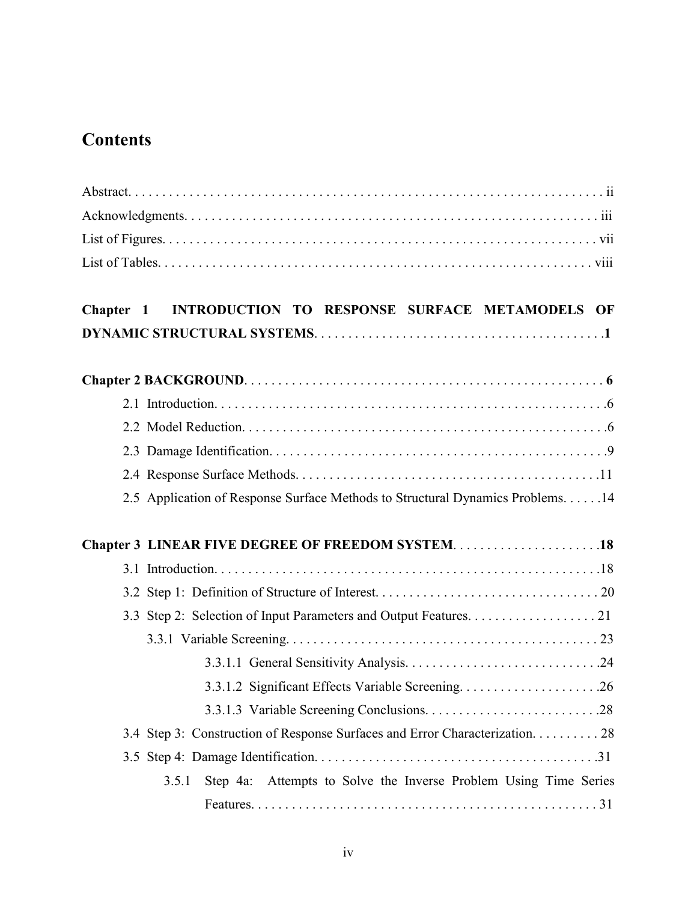# Contents

Abstract. . . . . . . . . . . . . . . . . . . . . . . . . . . . . . . . . . . . . . . . . . . . . . . . . . . . . . . . . . . . . . . . . . . . . ii

Acknowledgments. . . . . . . . . . . . . . . . . . . . . . . . . . . . . . . . . . . . . . . . . . . . . . . . . . . . . . . . . . . . . . . iii

List of Figures. . . . . . . . . . . . . . . . . . . . . . . . . . . . . . . . . . . . . . . . . . . . . . . . . . . . . . . . . . . . . . . . . vii

List of Tables. . . . . . . . . . . . . . . . . . . . . . . . . . . . . . . . . . . . . . . . . . . . . . . . . . . . . . . . . . . . . . . . . viii

**Chapter 1 INTRODUCTION TO RESPONSE SURFACE METAMODELS OF DYNAMIC STRUCTURAL SYSTEMS. . . . . . . . . . . . . . . . . . . . . . . . . . . . . . . . . . . . . . . . . . . .1**

**Chapter 2 BACKGROUND. . . . . . . . . . . . . . . . . . . . . . . . . . . . . . . . . . . . . . . . . . . . . . . . . . . . . 6**

2.1 Introduction. . . . . . . . . . . . . . . . . . . . . . . . . . . . . . . . . . . . . . . . . . . . . . . . . . . . . . . . . . .6

2.2 Model Reduction. . . . . . . . . . . . . . . . . . . . . . . . . . . . . . . . . . . . . . . . . . . . . . . . . . . . . . .6

2.3 Damage Identification. . . . . . . . . . . . . . . . . . . . . . . . . . . . . . . . . . . . . . . . . . . . . . . . . . .9

2.4 Response Surface Methods. . . . . . . . . . . . . . . . . . . . . . . . . . . . . . . . . . . . . . . . . . . . .11

2.5 Application of Response Surface Methods to Structural Dynamics Problems. . . . . .14

**Chapter 3 LINEAR FIVE DEGREE OF FREEDOM SYSTEM. . . . . . . . . . . . . . . . . . . . . .18**

3.1 Introduction. . . . . . . . . . . . . . . . . . . . . . . . . . . . . . . . . . . . . . . . . . . . . . . . . . . . . . . . . .18

3.2 Step 1: Definition of Structure of Interest. . . . . . . . . . . . . . . . . . . . . . . . . . . . . . . . . 20

3.3 Step 2: Selection of Input Parameters and Output Features. . . . . . . . . . . . . . . . . . . 21

3.3.1 Variable Screening. . . . . . . . . . . . . . . . . . . . . . . . . . . . . . . . . . . . . . . . . . . . . . 23

3.3.1.1 General Sensitivity Analysis. . . . . . . . . . . . . . . . . . . . . . . . . . . . .24

3.3.1.2 Significant Effects Variable Screening. . . . . . . . . . . . . . . . . . . . .26

3.3.1.3 Variable Screening Conclusions. . . . . . . . . . . . . . . . . . . . . . . . . .28

3.4 Step 3: Construction of Response Surfaces and Error Characterization. . . . . . . . . . 28

3.5 Step 4: Damage Identification. . . . . . . . . . . . . . . . . . . . . . . . . . . . . . . . . . . . . . . . . .31

3.5.1 Step 4a: Attempts to Solve the Inverse Problem Using Time Series Features. . . . . . . . . . . . . . . . . . . . . . . . . . . . . . . . . . . . . . . . . . . . . . . . . . . 31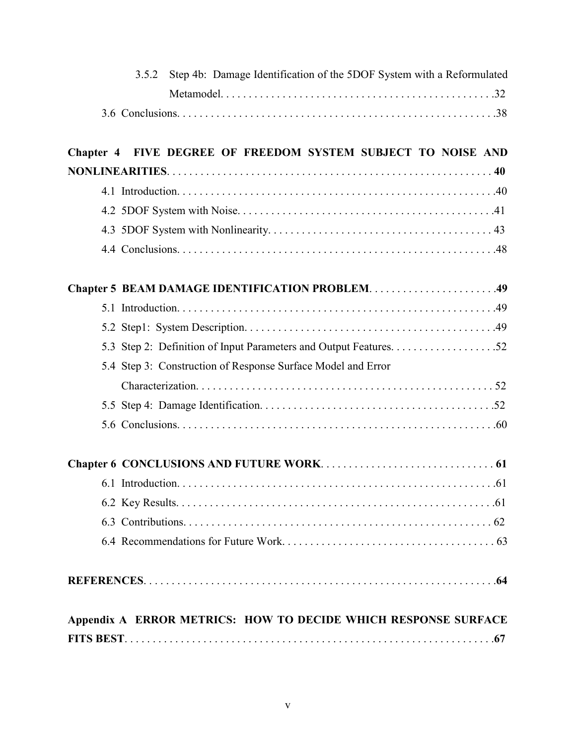3.5.2 Step 4b: Damage Identification of the 5DOF System with a Reformulated Metamodel. . . . . . . . . . . . . . . . . . . . . . . . . . . . . . . . . . . . . . . . . . . . . . . . .32

3.6 Conclusions. . . . . . . . . . . . . . . . . . . . . . . . . . . . . . . . . . . . . . . . . . . . . . . . . . . . . . . .38

**Chapter 4 FIVE DEGREE OF FREEDOM SYSTEM SUBJECT TO NOISE AND NONLINEARITIES**. . . . . . . . . . . . . . . . . . . . . . . . . . . . . . . . . . . . . . . . . . . . . . . . . . . . . . . . . . **40**

4.1 Introduction. . . . . . . . . . . . . . . . . . . . . . . . . . . . . . . . . . . . . . . . . . . . . . . . . . . . . . . .40

4.2 5DOF System with Noise. . . . . . . . . . . . . . . . . . . . . . . . . . . . . . . . . . . . . . . . . . . . . .41

4.3 5DOF System with Nonlinearity. . . . . . . . . . . . . . . . . . . . . . . . . . . . . . . . . . . . . . . . 43

4.4 Conclusions. . . . . . . . . . . . . . . . . . . . . . . . . . . . . . . . . . . . . . . . . . . . . . . . . . . . . . . .48

**Chapter 5 BEAM DAMAGE IDENTIFICATION PROBLEM**. . . . . . . . . . . . . . . . . . . . . . .**49**

5.1 Introduction. . . . . . . . . . . . . . . . . . . . . . . . . . . . . . . . . . . . . . . . . . . . . . . . . . . . . . . .49

5.2 Step1: System Description. . . . . . . . . . . . . . . . . . . . . . . . . . . . . . . . . . . . . . . . . . . . .49

5.3 Step 2: Definition of Input Parameters and Output Features. . . . . . . . . . . . . . . . . . . .52

5.4 Step 3: Construction of Response Surface Model and Error Characterization. . . . . . . . . . . . . . . . . . . . . . . . . . . . . . . . . . . . . . . . . . . . . . . . . . . . . 52

5.5 Step 4: Damage Identification. . . . . . . . . . . . . . . . . . . . . . . . . . . . . . . . . . . . . . . . . .52

5.6 Conclusions. . . . . . . . . . . . . . . . . . . . . . . . . . . . . . . . . . . . . . . . . . . . . . . . . . . . . . . .60

**Chapter 6 CONCLUSIONS AND FUTURE WORK**. . . . . . . . . . . . . . . . . . . . . . . . . . . . . . . **61**

6.1 Introduction. . . . . . . . . . . . . . . . . . . . . . . . . . . . . . . . . . . . . . . . . . . . . . . . . . . . . . . .61

6.2 Key Results. . . . . . . . . . . . . . . . . . . . . . . . . . . . . . . . . . . . . . . . . . . . . . . . . . . . . . . .61

6.3 Contributions. . . . . . . . . . . . . . . . . . . . . . . . . . . . . . . . . . . . . . . . . . . . . . . . . . . . . . . 62

6.4 Recommendations for Future Work. . . . . . . . . . . . . . . . . . . . . . . . . . . . . . . . . . . . . . 63

**REFERENCES**. . . . . . . . . . . . . . . . . . . . . . . . . . . . . . . . . . . . . . . . . . . . . . . . . . . . . . . . . . . . . .**64**

**Appendix A ERROR METRICS: HOW TO DECIDE WHICH RESPONSE SURFACE FITS BEST**. . . . . . . . . . . . . . . . . . . . . . . . . . . . . . . . . . . . . . . . . . . . . . . . . . . . . . . . . . . . . . . . .**67**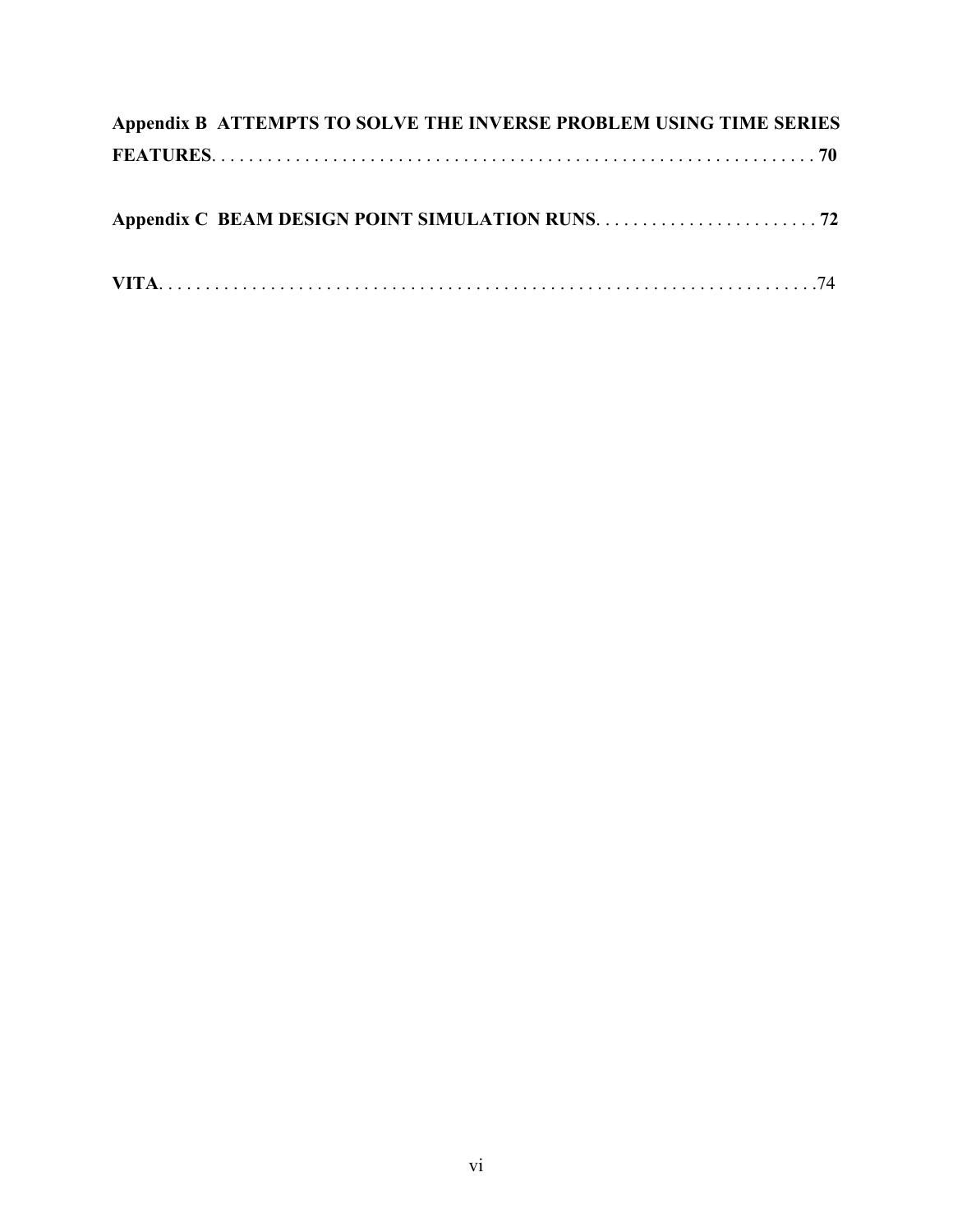**Appendix B ATTEMPTS TO SOLVE THE INVERSE PROBLEM USING TIME SERIES FEATURES**. . . . . . . . . . . . . . . . . . . . . . . . . . . . . . . . . . . . . . . . . . . . . . . . . . . . . . . . . . . . . . . . . . . **70**

**Appendix C BEAM DESIGN POINT SIMULATION RUNS**. . . . . . . . . . . . . . . . . . . . . . . . . . **72**

**VITA**. . . . . . . . . . . . . . . . . . . . . . . . . . . . . . . . . . . . . . . . . . . . . . . . . . . . . . . . . . . . . . . . . . . . . . . . .74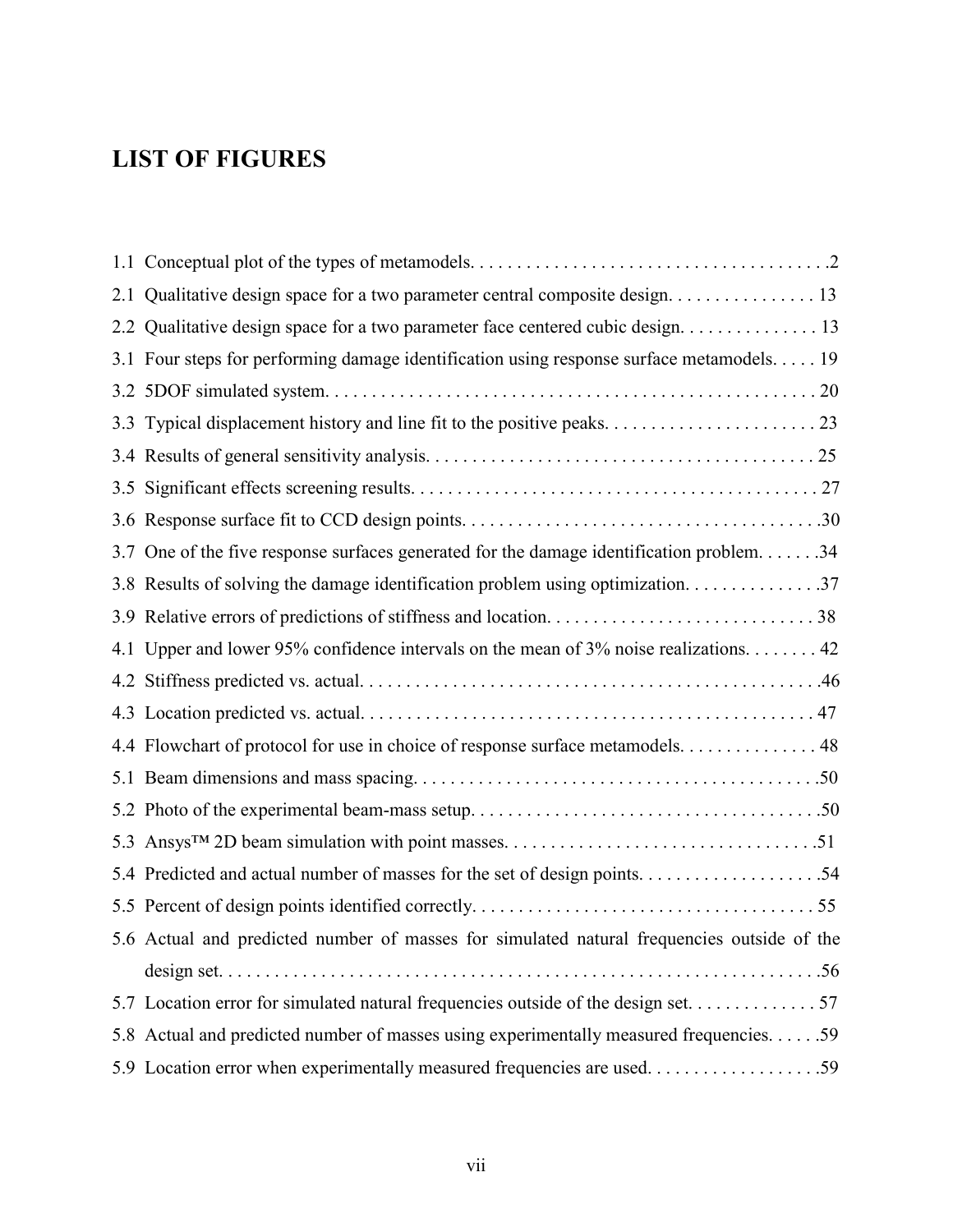# LIST OF FIGURES

1.1 Conceptual plot of the types of metamodels. . . . . . . . . . . . . . . . . . . . . . . . . . . . . . . . . . . . . . .2
2.1 Qualitative design space for a two parameter central composite design. . . . . . . . . . . . . . . . 13
2.2 Qualitative design space for a two parameter face centered cubic design. . . . . . . . . . . . . . . 13
3.1 Four steps for performing damage identification using response surface metamodels. . . . . 19
3.2 5DOF simulated system. . . . . . . . . . . . . . . . . . . . . . . . . . . . . . . . . . . . . . . . . . . . . . . . . . . . . 20
3.3 Typical displacement history and line fit to the positive peaks. . . . . . . . . . . . . . . . . . . . . . . 23
3.4 Results of general sensitivity analysis. . . . . . . . . . . . . . . . . . . . . . . . . . . . . . . . . . . . . . . . . . 25
3.5 Significant effects screening results. . . . . . . . . . . . . . . . . . . . . . . . . . . . . . . . . . . . . . . . . . . 27
3.6 Response surface fit to CCD design points. . . . . . . . . . . . . . . . . . . . . . . . . . . . . . . . . . . . . . .30
3.7 One of the five response surfaces generated for the damage identification problem. . . . . . .34
3.8 Results of solving the damage identification problem using optimization. . . . . . . . . . . . . . .37
3.9 Relative errors of predictions of stiffness and location. . . . . . . . . . . . . . . . . . . . . . . . . . . . . 38
4.1 Upper and lower 95% confidence intervals on the mean of 3% noise realizations. . . . . . . . 42
4.2 Stiffness predicted vs. actual. . . . . . . . . . . . . . . . . . . . . . . . . . . . . . . . . . . . . . . . . . . . . . . . . .46
4.3 Location predicted vs. actual. . . . . . . . . . . . . . . . . . . . . . . . . . . . . . . . . . . . . . . . . . . . . . . . . 47
4.4 Flowchart of protocol for use in choice of response surface metamodels. . . . . . . . . . . . . . . 48
5.1 Beam dimensions and mass spacing. . . . . . . . . . . . . . . . . . . . . . . . . . . . . . . . . . . . . . . . . . . .50
5.2 Photo of the experimental beam-mass setup. . . . . . . . . . . . . . . . . . . . . . . . . . . . . . . . . . . . . .50
5.3 Ansys™ 2D beam simulation with point masses. . . . . . . . . . . . . . . . . . . . . . . . . . . . . . . . . .51
5.4 Predicted and actual number of masses for the set of design points. . . . . . . . . . . . . . . . . . . .54
5.5 Percent of design points identified correctly. . . . . . . . . . . . . . . . . . . . . . . . . . . . . . . . . . . . . 55
5.6 Actual and predicted number of masses for simulated natural frequencies outside of the design set. . . . . . . . . . . . . . . . . . . . . . . . . . . . . . . . . . . . . . . . . . . . . . . . . . . . . . . . . . . . . . . . .56
5.7 Location error for simulated natural frequencies outside of the design set. . . . . . . . . . . . . . 57
5.8 Actual and predicted number of masses using experimentally measured frequencies. . . . . .59
5.9 Location error when experimentally measured frequencies are used. . . . . . . . . . . . . . . . . . .59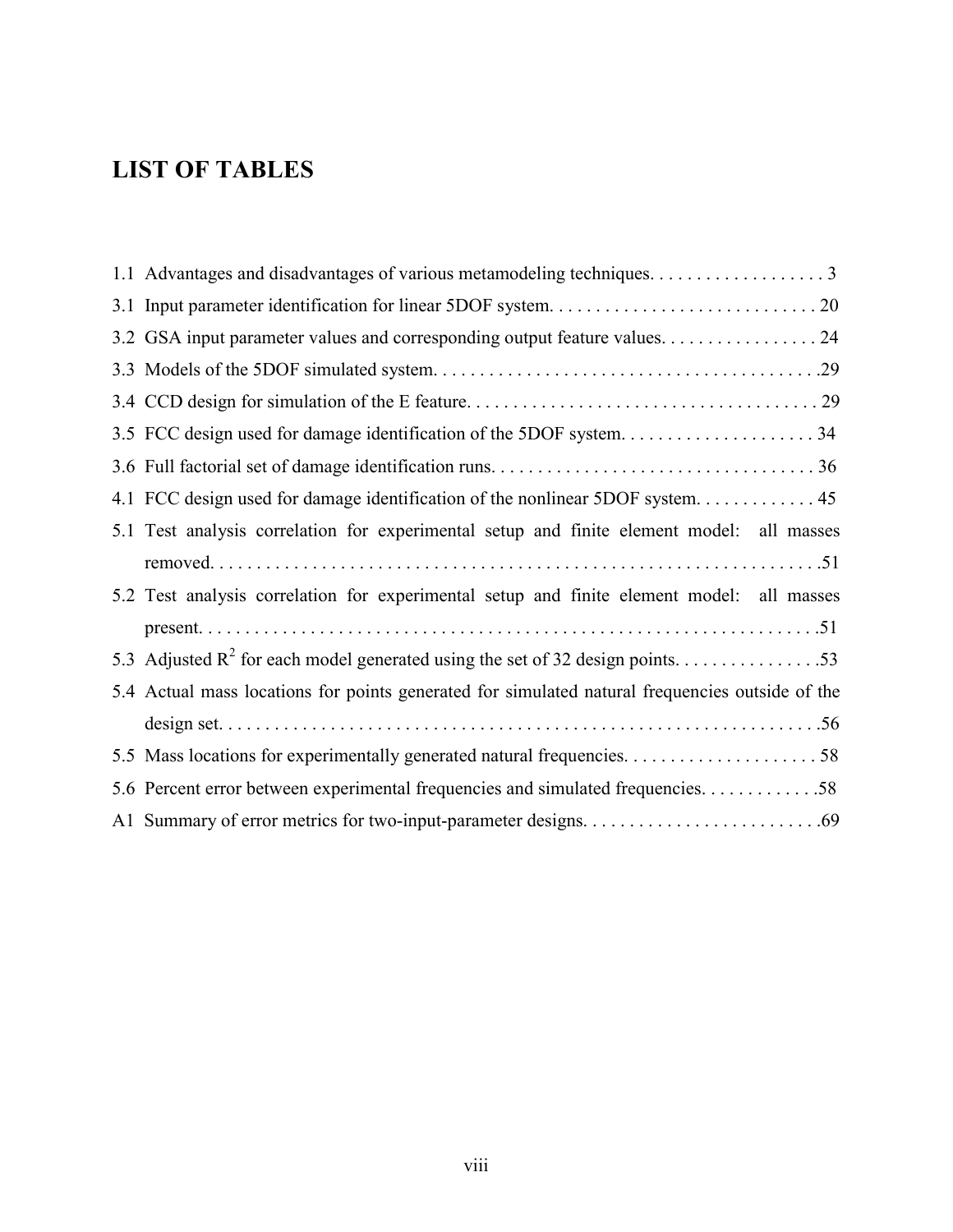# LIST OF TABLES

1.1 Advantages and disadvantages of various metamodeling techniques. . . . . . . . . . . . . . . . . . . 3

3.1 Input parameter identification for linear 5DOF system. . . . . . . . . . . . . . . . . . . . . . . . . . . . . 20

3.2 GSA input parameter values and corresponding output feature values. . . . . . . . . . . . . . . . . 24

3.3 Models of the 5DOF simulated system. . . . . . . . . . . . . . . . . . . . . . . . . . . . . . . . . . . . . . . . .29

3.4 CCD design for simulation of the E feature. . . . . . . . . . . . . . . . . . . . . . . . . . . . . . . . . . . . . . 29

3.5 FCC design used for damage identification of the 5DOF system. . . . . . . . . . . . . . . . . . . . . 34

3.6 Full factorial set of damage identification runs. . . . . . . . . . . . . . . . . . . . . . . . . . . . . . . . . . . 36

4.1 FCC design used for damage identification of the nonlinear 5DOF system. . . . . . . . . . . . . 45

5.1 Test analysis correlation for experimental setup and finite element model: all masses removed. . . . . . . . . . . . . . . . . . . . . . . . . . . . . . . . . . . . . . . . . . . . . . . . . . . . . . . . . . . . . . . .51

5.2 Test analysis correlation for experimental setup and finite element model: all masses present. . . . . . . . . . . . . . . . . . . . . . . . . . . . . . . . . . . . . . . . . . . . . . . . . . . . . . . . . . . . . . . . .51

5.3 Adjusted $R^2$ for each model generated using the set of 32 design points. . . . . . . . . . . . . . . .53

5.4 Actual mass locations for points generated for simulated natural frequencies outside of the design set. . . . . . . . . . . . . . . . . . . . . . . . . . . . . . . . . . . . . . . . . . . . . . . . . . . . . . . . . . . . . . . . .56

5.5 Mass locations for experimentally generated natural frequencies. . . . . . . . . . . . . . . . . . . . . 58

5.6 Percent error between experimental frequencies and simulated frequencies. . . . . . . . . . . . .58

A1 Summary of error metrics for two-input-parameter designs. . . . . . . . . . . . . . . . . . . . . . . . . .69